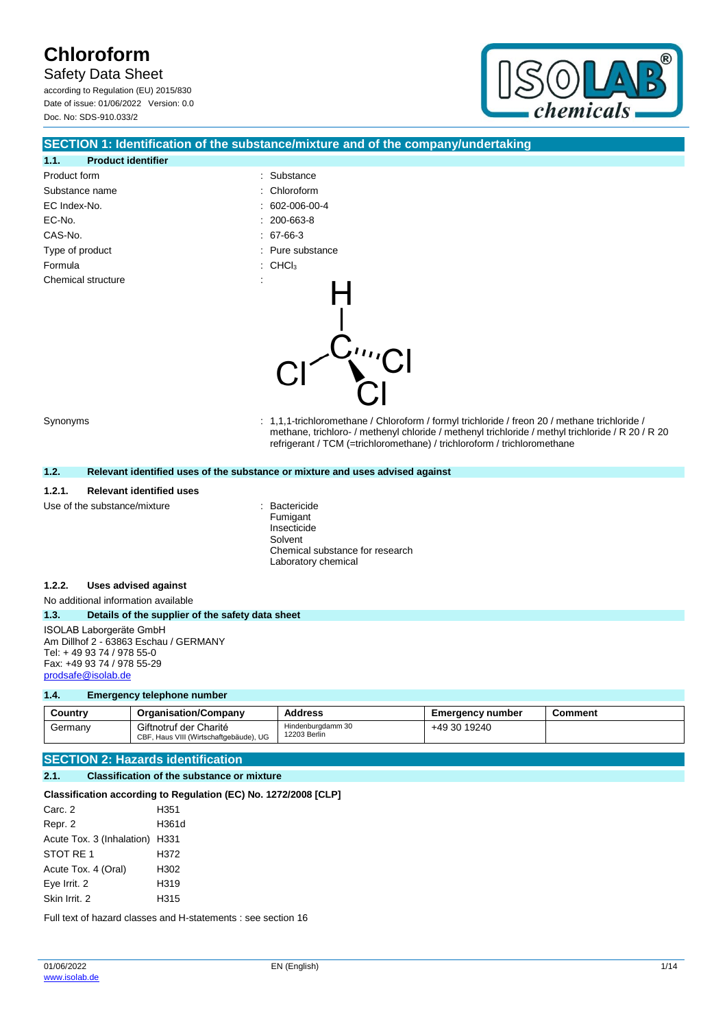# Chloroform

Safety Data Sheet

according to Regulation (EU) 2015/830

Date of issue: 01/06/2022 Version: 0.0

Doc. No: SDS-910.033/2

## SECTION 1: Identification of the substance/mixture and of the company/undertaking

### 1.1. Product identifier

| | |
|---|---|
| Product form | : Substance |
| Substance name | : Chloroform |
| EC Index-No. | : 602-006-00-4 |
| EC-No. | : 200-663-8 |
| CAS-No. | : 67-66-3 |
| Type of product | : Pure substance |
| Formula | : $CHCl_3$ |
| Chemical structure | : |
| Synonyms | : 1,1,1-trichloromethane / Chloroform / formyl trichloride / freon 20 / methane trichloride / methane, trichloro- / methenyl chloride / methenyl trichloride / methyl trichloride / R 20 / R 20 refrigerant / TCM (=trichloromethane) / trichloroform / trichloromethane |

### 1.2. Relevant identified uses of the substance or mixture and uses advised against

#### 1.2.1. Relevant identified uses

Use of the substance/mixture : Bactericide
Fumigant
Insecticide
Solvent
Chemical substance for research
Laboratory chemical

#### 1.2.2. Uses advised against

No additional information available

### 1.3. Details of the supplier of the safety data sheet

ISOLAB Laborgeräte GmbH
Am Dillhof 2 - 63863 Eschau / GERMANY
Tel: + 49 93 74 / 978 55-0
Fax: +49 93 74 / 978 55-29
prodsafe@isolab.de

### 1.4. Emergency telephone number

| Country | Organisation/Company | Address | Emergency number | Comment |
|---|---|---|---|---|
| Germany | Giftnotruf der Charité<br>CBF, Haus VIII (Wirtschaftgebäude), UG | Hindenburgdamm 30<br>12203 Berlin | +49 30 19240 | |

## SECTION 2: Hazards identification

### 2.1. Classification of the substance or mixture

**Classification according to Regulation (EC) No. 1272/2008 [CLP]**

| | |
|---|---|
| Carc. 2 | H351 |
| Repr. 2 | H361d |
| Acute Tox. 3 (Inhalation) | H331 |
| STOT RE 1 | H372 |
| Acute Tox. 4 (Oral) | H302 |
| Eye Irrit. 2 | H319 |
| Skin Irrit. 2 | H315 |

Full text of hazard classes and H-statements : see section 16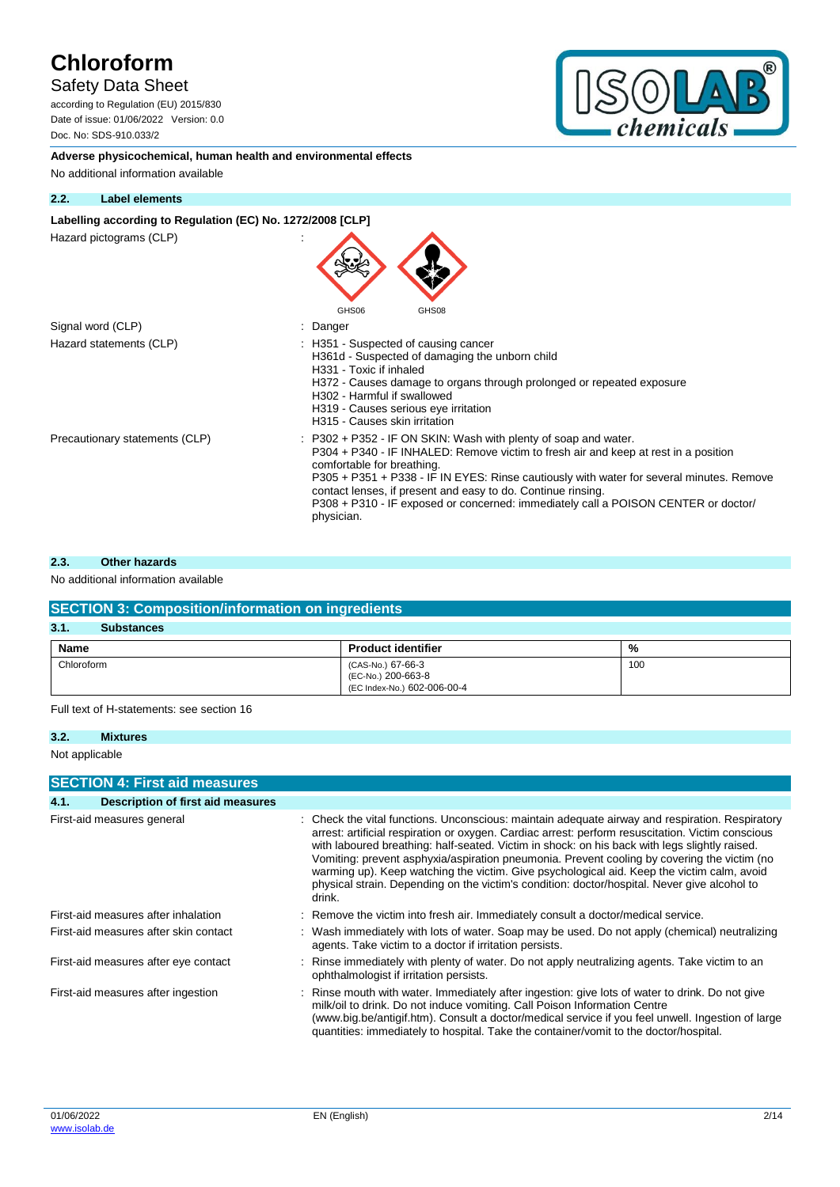**Adverse physicochemical, human health and environmental effects**

No additional information available

### 2.2. Label elements

**Labelling according to Regulation (EC) No. 1272/2008 [CLP]**

Hazard pictograms (CLP) :

GHS06 GHS08

Signal word (CLP) : Danger

Hazard statements (CLP) : H351 - Suspected of causing cancer
H361d - Suspected of damaging the unborn child
H331 - Toxic if inhaled
H372 - Causes damage to organs through prolonged or repeated exposure
H302 - Harmful if swallowed
H319 - Causes serious eye irritation
H315 - Causes skin irritation

Precautionary statements (CLP) : P302 + P352 - IF ON SKIN: Wash with plenty of soap and water.
P304 + P340 - IF INHALED: Remove victim to fresh air and keep at rest in a position comfortable for breathing.
P305 + P351 + P338 - IF IN EYES: Rinse cautiously with water for several minutes. Remove contact lenses, if present and easy to do. Continue rinsing.
P308 + P310 - IF exposed or concerned: immediately call a POISON CENTER or doctor/ physician.

### 2.3. Other hazards

No additional information available

## SECTION 3: Composition/information on ingredients

### 3.1. Substances

| Name | Product identifier | % |
|---|---|---|
| Chloroform | (CAS-No.) 67-66-3<br>(EC-No.) 200-663-8<br>(EC Index-No.) 602-006-00-4 | 100 |

Full text of H-statements: see section 16

### 3.2. Mixtures

Not applicable

## SECTION 4: First aid measures

### 4.1. Description of first aid measures

First-aid measures general : Check the vital functions. Unconscious: maintain adequate airway and respiration. Respiratory arrest: artificial respiration or oxygen. Cardiac arrest: perform resuscitation. Victim conscious with laboured breathing: half-seated. Victim in shock: on his back with legs slightly raised. Vomiting: prevent asphyxia/aspiration pneumonia. Prevent cooling by covering the victim (no warming up). Keep watching the victim. Give psychological aid. Keep the victim calm, avoid physical strain. Depending on the victim's condition: doctor/hospital. Never give alcohol to drink.

First-aid measures after inhalation : Remove the victim into fresh air. Immediately consult a doctor/medical service.

First-aid measures after skin contact : Wash immediately with lots of water. Soap may be used. Do not apply (chemical) neutralizing agents. Take victim to a doctor if irritation persists.

First-aid measures after eye contact : Rinse immediately with plenty of water. Do not apply neutralizing agents. Take victim to an ophthalmologist if irritation persists.

First-aid measures after ingestion : Rinse mouth with water. Immediately after ingestion: give lots of water to drink. Do not give milk/oil to drink. Do not induce vomiting. Call Poison Information Centre (www.big.be/antigif.htm). Consult a doctor/medical service if you feel unwell. Ingestion of large quantities: immediately to hospital. Take the container/vomit to the doctor/hospital.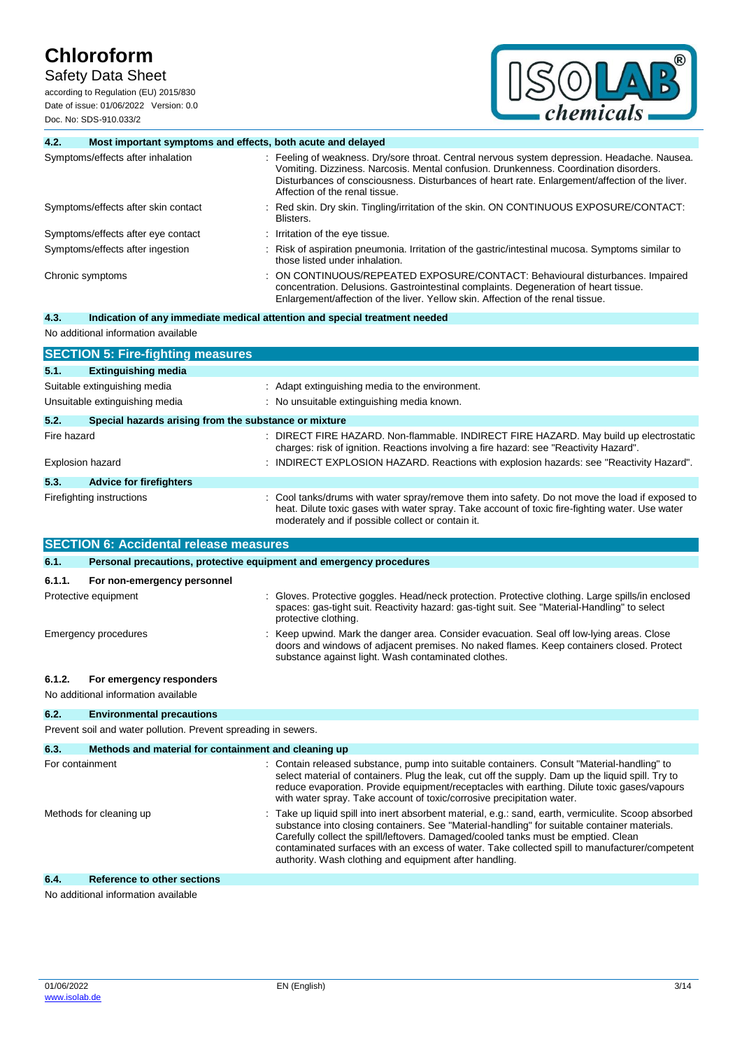### 4.2. Most important symptoms and effects, both acute and delayed

| | |
|---|---|
| Symptoms/effects after inhalation | : Feeling of weakness. Dry/sore throat. Central nervous system depression. Headache. Nausea. Vomiting. Dizziness. Narcosis. Mental confusion. Drunkenness. Coordination disorders. Disturbances of consciousness. Disturbances of heart rate. Enlargement/affection of the liver. Affection of the renal tissue. |
| Symptoms/effects after skin contact | : Red skin. Dry skin. Tingling/irritation of the skin. ON CONTINUOUS EXPOSURE/CONTACT: Blisters. |
| Symptoms/effects after eye contact | : Irritation of the eye tissue. |
| Symptoms/effects after ingestion | : Risk of aspiration pneumonia. Irritation of the gastric/intestinal mucosa. Symptoms similar to those listed under inhalation. |
| Chronic symptoms | : ON CONTINUOUS/REPEATED EXPOSURE/CONTACT: Behavioural disturbances. Impaired concentration. Delusions. Gastrointestinal complaints. Degeneration of heart tissue. Enlargement/affection of the liver. Yellow skin. Affection of the renal tissue. |

### 4.3. Indication of any immediate medical attention and special treatment needed

No additional information available

## SECTION 5: Fire-fighting measures

### 5.1. Extinguishing media

| | |
|---|---|
| Suitable extinguishing media | : Adapt extinguishing media to the environment. |
| Unsuitable extinguishing media | : No unsuitable extinguishing media known. |

### 5.2. Special hazards arising from the substance or mixture

| | |
|---|---|
| Fire hazard | : DIRECT FIRE HAZARD. Non-flammable. INDIRECT FIRE HAZARD. May build up electrostatic charges: risk of ignition. Reactions involving a fire hazard: see "Reactivity Hazard". |
| Explosion hazard | : INDIRECT EXPLOSION HAZARD. Reactions with explosion hazards: see "Reactivity Hazard". |

### 5.3. Advice for firefighters

| | |
|---|---|
| Firefighting instructions | : Cool tanks/drums with water spray/remove them into safety. Do not move the load if exposed to heat. Dilute toxic gases with water spray. Take account of toxic fire-fighting water. Use water moderately and if possible collect or contain it. |

## SECTION 6: Accidental release measures

### 6.1. Personal precautions, protective equipment and emergency procedures

#### 6.1.1. For non-emergency personnel

| | |
|---|---|
| Protective equipment | : Gloves. Protective goggles. Head/neck protection. Protective clothing. Large spills/in enclosed spaces: gas-tight suit. Reactivity hazard: gas-tight suit. See "Material-Handling" to select protective clothing. |
| Emergency procedures | : Keep upwind. Mark the danger area. Consider evacuation. Seal off low-lying areas. Close doors and windows of adjacent premises. No naked flames. Keep containers closed. Protect substance against light. Wash contaminated clothes. |

#### 6.1.2. For emergency responders

No additional information available

### 6.2. Environmental precautions

Prevent soil and water pollution. Prevent spreading in sewers.

### 6.3. Methods and material for containment and cleaning up

| | |
|---|---|
| For containment | : Contain released substance, pump into suitable containers. Consult "Material-handling" to select material of containers. Plug the leak, cut off the supply. Dam up the liquid spill. Try to reduce evaporation. Provide equipment/receptacles with earthing. Dilute toxic gases/vapours with water spray. Take account of toxic/corrosive precipitation water. |
| Methods for cleaning up | : Take up liquid spill into inert absorbent material, e.g.: sand, earth, vermiculite. Scoop absorbed substance into closing containers. See "Material-handling" for suitable container materials. Carefully collect the spill/leftovers. Damaged/cooled tanks must be emptied. Clean contaminated surfaces with an excess of water. Take collected spill to manufacturer/competent authority. Wash clothing and equipment after handling. |

### 6.4. Reference to other sections

No additional information available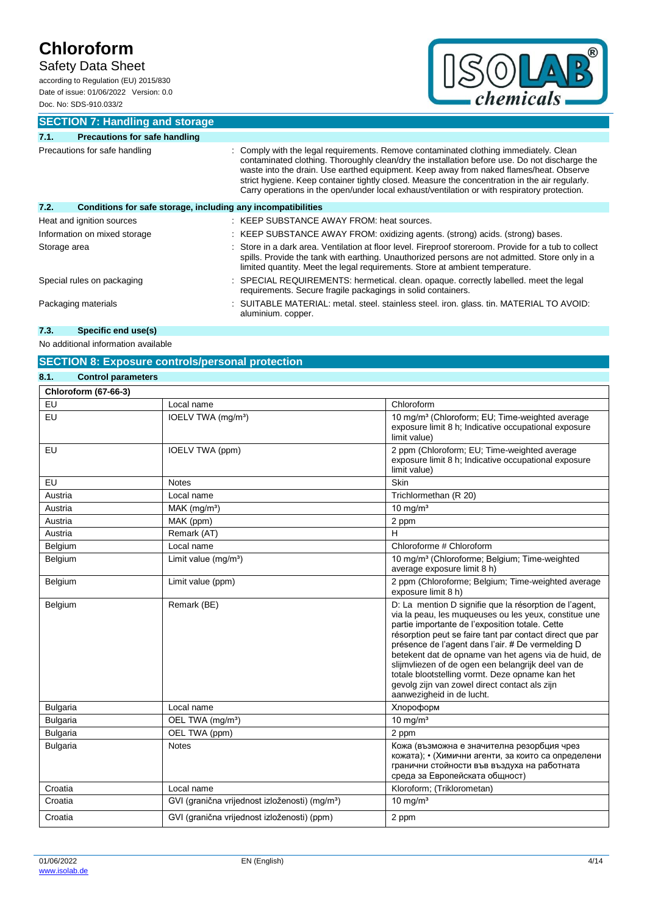## SECTION 7: Handling and storage

### 7.1. Precautions for safe handling

Precautions for safe handling : Comply with the legal requirements. Remove contaminated clothing immediately. Clean contaminated clothing. Thoroughly clean/dry the installation before use. Do not discharge the waste into the drain. Use earthed equipment. Keep away from naked flames/heat. Observe strict hygiene. Keep container tightly closed. Measure the concentration in the air regularly. Carry operations in the open/under local exhaust/ventilation or with respiratory protection.

### 7.2. Conditions for safe storage, including any incompatibilities

Heat and ignition sources : KEEP SUBSTANCE AWAY FROM: heat sources.

Information on mixed storage : KEEP SUBSTANCE AWAY FROM: oxidizing agents. (strong) acids. (strong) bases.

Storage area : Store in a dark area. Ventilation at floor level. Fireproof storeroom. Provide for a tub to collect spills. Provide the tank with earthing. Unauthorized persons are not admitted. Store only in a limited quantity. Meet the legal requirements. Store at ambient temperature.

Special rules on packaging : SPECIAL REQUIREMENTS: hermetical. clean. opaque. correctly labelled. meet the legal requirements. Secure fragile packagings in solid containers.

Packaging materials : SUITABLE MATERIAL: metal. steel. stainless steel. iron. glass. tin. MATERIAL TO AVOID: aluminium. copper.

### 7.3. Specific end use(s)

No additional information available

## SECTION 8: Exposure controls/personal protection

### 8.1. Control parameters

| Chloroform (67-66-3) | | |
|---|---|---|
| EU | Local name | Chloroform |
| EU | IOELV TWA (mg/m³) | 10 mg/m³ (Chloroform; EU; Time-weighted average exposure limit 8 h; Indicative occupational exposure limit value) |
| EU | IOELV TWA (ppm) | 2 ppm (Chloroform; EU; Time-weighted average exposure limit 8 h; Indicative occupational exposure limit value) |
| EU | Notes | Skin |
| Austria | Local name | Trichlormethan (R 20) |
| Austria | MAK (mg/m³) | 10 mg/m³ |
| Austria | MAK (ppm) | 2 ppm |
| Austria | Remark (AT) | H |
| Belgium | Local name | Chloroforme # Chloroform |
| Belgium | Limit value (mg/m³) | 10 mg/m³ (Chloroforme; Belgium; Time-weighted average exposure limit 8 h) |
| Belgium | Limit value (ppm) | 2 ppm (Chloroforme; Belgium; Time-weighted average exposure limit 8 h) |
| Belgium | Remark (BE) | D: La mention D signifie que la résorption de l'agent, via la peau, les muqueuses ou les yeux, constitue une partie importante de l'exposition totale. Cette résorption peut se faire tant par contact direct que par présence de l'agent dans l'air. # De vermelding D betekent dat de opname van het agens via de huid, de slijmvliezen of de ogen een belangrijk deel van de totale blootstelling vormt. Deze opname kan het gevolg zijn van zowel direct contact als zijn aanwezigheid in de lucht. |
| Bulgaria | Local name | Хлороформ |
| Bulgaria | OEL TWA (mg/m³) | 10 mg/m³ |
| Bulgaria | OEL TWA (ppm) | 2 ppm |
| Bulgaria | Notes | Кожа (възможна е значителна резорбция чрез кожата); • (Химични агенти, за които са определени гранични стойности във въздуха на работната среда за Европейската общност) |
| Croatia | Local name | Kloroform; (Triklorometan) |
| Croatia | GVI (granična vrijednost izloženosti) (mg/m³) | 10 mg/m³ |
| Croatia | GVI (granična vrijednost izloženosti) (ppm) | 2 ppm |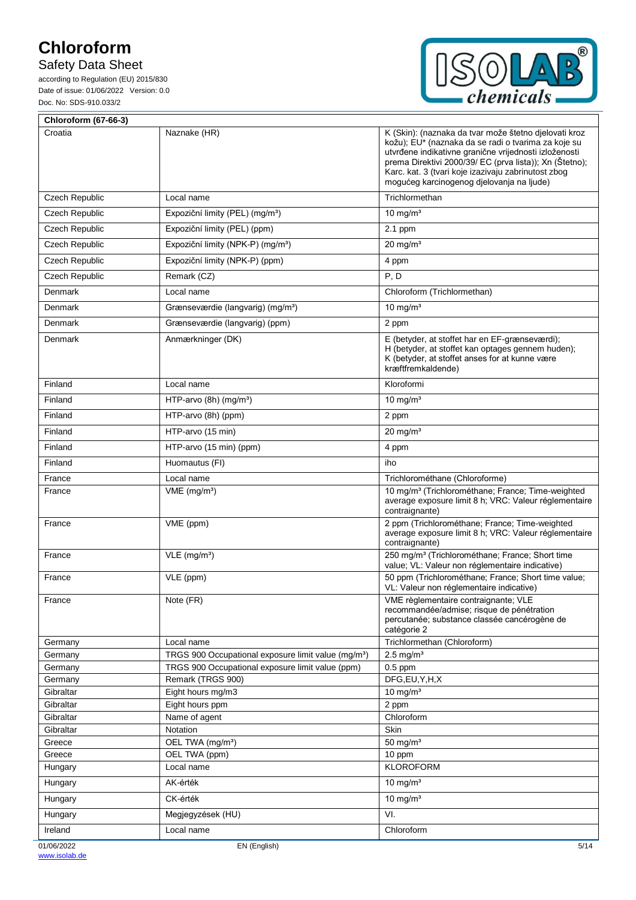| Chloroform (67-66-3) | | |
|---|---|---|
| Croatia | Naznake (HR) | K (Skin): (naznaka da tvar može štetno djelovati kroz kožu); EU* (naznaka da se radi o tvarima za koje su utvrđene indikativne granične vrijednosti izloženosti prema Direktivi 2000/39/ EC (prva lista)); Xn (Štetno); Karc. kat. 3 (tvari koje izazivaju zabrinutost zbog mogućeg karcinogenog djelovanja na ljude) |
| Czech Republic | Local name | Trichlormethan |
| Czech Republic | Expoziční limity (PEL) (mg/m³) | 10 mg/m³ |
| Czech Republic | Expoziční limity (PEL) (ppm) | 2.1 ppm |
| Czech Republic | Expoziční limity (NPK-P) (mg/m³) | 20 mg/m³ |
| Czech Republic | Expoziční limity (NPK-P) (ppm) | 4 ppm |
| Czech Republic | Remark (CZ) | P, D |
| Denmark | Local name | Chloroform (Trichlormethan) |
| Denmark | Grænseværdie (langvarig) (mg/m³) | 10 mg/m³ |
| Denmark | Grænseværdie (langvarig) (ppm) | 2 ppm |
| Denmark | Anmærkninger (DK) | E (betyder, at stoffet har en EF-grænseværdi); H (betyder, at stoffet kan optages gennem huden); K (betyder, at stoffet anses for at kunne være kræftfremkaldende) |
| Finland | Local name | Kloroformi |
| Finland | HTP-arvo (8h) (mg/m³) | 10 mg/m³ |
| Finland | HTP-arvo (8h) (ppm) | 2 ppm |
| Finland | HTP-arvo (15 min) | 20 mg/m³ |
| Finland | HTP-arvo (15 min) (ppm) | 4 ppm |
| Finland | Huomautus (FI) | iho |
| France | Local name | Trichlorométhane (Chloroforme) |
| France | VME (mg/m³) | 10 mg/m³ (Trichlorométhane; France; Time-weighted average exposure limit 8 h; VRC: Valeur réglementaire contraignante) |
| France | VME (ppm) | 2 ppm (Trichlorométhane; France; Time-weighted average exposure limit 8 h; VRC: Valeur réglementaire contraignante) |
| France | VLE (mg/m³) | 250 mg/m³ (Trichlorométhane; France; Short time value; VL: Valeur non réglementaire indicative) |
| France | VLE (ppm) | 50 ppm (Trichlorométhane; France; Short time value; VL: Valeur non réglementaire indicative) |
| France | Note (FR) | VME règlementaire contraignante; VLE recommandée/admise; risque de pénétration percutanée; substance classée cancérogène de catégorie 2 |
| Germany | Local name | Trichlormethan (Chloroform) |
| Germany | TRGS 900 Occupational exposure limit value (mg/m³) | 2.5 mg/m³ |
| Germany | TRGS 900 Occupational exposure limit value (ppm) | 0.5 ppm |
| Germany | Remark (TRGS 900) | DFG,EU,Y,H,X |
| Gibraltar | Eight hours mg/m3 | 10 mg/m³ |
| Gibraltar | Eight hours ppm | 2 ppm |
| Gibraltar | Name of agent | Chloroform |
| Gibraltar | Notation | Skin |
| Greece | OEL TWA (mg/m³) | 50 mg/m³ |
| Greece | OEL TWA (ppm) | 10 ppm |
| Hungary | Local name | KLOROFORM |
| Hungary | AK-érték | 10 mg/m³ |
| Hungary | CK-érték | 10 mg/m³ |
| Hungary | Megjegyzések (HU) | VI. |
| Ireland | Local name | Chloroform |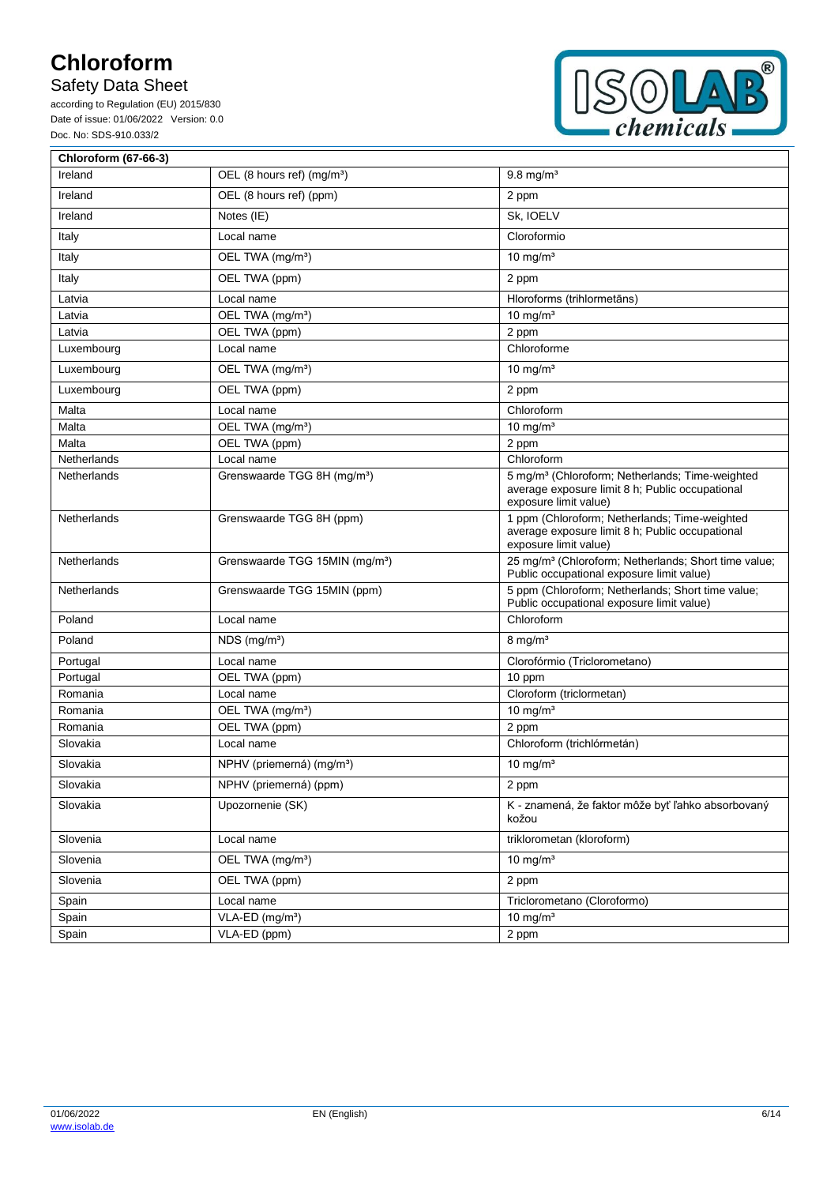| Chloroform (67-66-3) | | |
|---|---|---|
| Ireland | OEL (8 hours ref) (mg/m³) | 9.8 mg/m³ |
| Ireland | OEL (8 hours ref) (ppm) | 2 ppm |
| Ireland | Notes (IE) | Sk, IOELV |
| Italy | Local name | Cloroformio |
| Italy | OEL TWA (mg/m³) | 10 mg/m³ |
| Italy | OEL TWA (ppm) | 2 ppm |
| Latvia | Local name | Hloroforms (trihlormetāns) |
| Latvia | OEL TWA (mg/m³) | 10 mg/m³ |
| Latvia | OEL TWA (ppm) | 2 ppm |
| Luxembourg | Local name | Chloroforme |
| Luxembourg | OEL TWA (mg/m³) | 10 mg/m³ |
| Luxembourg | OEL TWA (ppm) | 2 ppm |
| Malta | Local name | Chloroform |
| Malta | OEL TWA (mg/m³) | 10 mg/m³ |
| Malta | OEL TWA (ppm) | 2 ppm |
| Netherlands | Local name | Chloroform |
| Netherlands | Grenswaarde TGG 8H (mg/m³) | 5 mg/m³ (Chloroform; Netherlands; Time-weighted average exposure limit 8 h; Public occupational exposure limit value) |
| Netherlands | Grenswaarde TGG 8H (ppm) | 1 ppm (Chloroform; Netherlands; Time-weighted average exposure limit 8 h; Public occupational exposure limit value) |
| Netherlands | Grenswaarde TGG 15MIN (mg/m³) | 25 mg/m³ (Chloroform; Netherlands; Short time value; Public occupational exposure limit value) |
| Netherlands | Grenswaarde TGG 15MIN (ppm) | 5 ppm (Chloroform; Netherlands; Short time value; Public occupational exposure limit value) |
| Poland | Local name | Chloroform |
| Poland | NDS (mg/m³) | 8 mg/m³ |
| Portugal | Local name | Clorofórmio (Triclorometano) |
| Portugal | OEL TWA (ppm) | 10 ppm |
| Romania | Local name | Cloroform (triclormetan) |
| Romania | OEL TWA (mg/m³) | 10 mg/m³ |
| Romania | OEL TWA (ppm) | 2 ppm |
| Slovakia | Local name | Chloroform (trichlórmetán) |
| Slovakia | NPHV (priemerná) (mg/m³) | 10 mg/m³ |
| Slovakia | NPHV (priemerná) (ppm) | 2 ppm |
| Slovakia | Upozornenie (SK) | K - znamená, že faktor môže byť ľahko absorbovaný kožou |
| Slovenia | Local name | triklorometan (kloroform) |
| Slovenia | OEL TWA (mg/m³) | 10 mg/m³ |
| Slovenia | OEL TWA (ppm) | 2 ppm |
| Spain | Local name | Triclorometano (Cloroformo) |
| Spain | VLA-ED (mg/m³) | 10 mg/m³ |
| Spain | VLA-ED (ppm) | 2 ppm |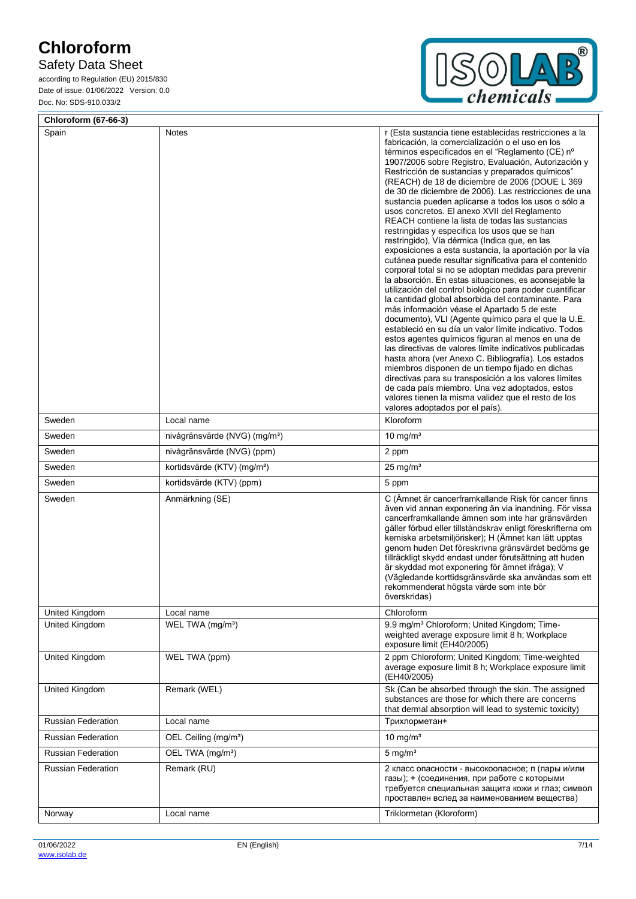| Chloroform (67-66-3) | | |
|---|---|---|
| Spain | Notes | r (Esta sustancia tiene establecidas restricciones a la fabricación, la comercialización o el uso en los términos especificados en el "Reglamento (CE) nº 1907/2006 sobre Registro, Evaluación, Autorización y Restricción de sustancias y preparados químicos" (REACH) de 18 de diciembre de 2006 (DOUE L 369 de 30 de diciembre de 2006). Las restricciones de una sustancia pueden aplicarse a todos los usos o sólo a usos concretos. El anexo XVII del Reglamento REACH contiene la lista de todas las sustancias restringidas y especifica los usos que se han restringido), Vía dérmica (Indica que, en las exposiciones a esta sustancia, la aportación por la vía cutánea puede resultar significativa para el contenido corporal total si no se adoptan medidas para prevenir la absorción. En estas situaciones, es aconsejable la utilización del control biológico para poder cuantificar la cantidad global absorbida del contaminante. Para más información véase el Apartado 5 de este documento), VLI (Agente químico para el que la U.E. estableció en su día un valor límite indicativo. Todos estos agentes químicos figuran al menos en una de las directivas de valores límite indicativos publicadas hasta ahora (ver Anexo C. Bibliografía). Los estados miembros disponen de un tiempo fijado en dichas directivas para su transposición a los valores límites de cada país miembro. Una vez adoptados, estos valores tienen la misma validez que el resto de los valores adoptados por el país). |
| Sweden | Local name | Kloroform |
| Sweden | nivågränsvärde (NVG) (mg/m³) | 10 mg/m³ |
| Sweden | nivågränsvärde (NVG) (ppm) | 2 ppm |
| Sweden | kortidsvärde (KTV) (mg/m³) | 25 mg/m³ |
| Sweden | kortidsvärde (KTV) (ppm) | 5 ppm |
| Sweden | Anmärkning (SE) | C (Ämnet är cancerframkallande Risk för cancer finns även vid annan exponering än via inandning. För vissa cancerframkallande ämnen som inte har gränsvärden gäller förbud eller tillståndskrav enligt föreskrifterna om kemiska arbetsmiljörisker); H (Ämnet kan lätt upptas genom huden Det föreskrivna gränsvärdet bedöms ge tillräckligt skydd endast under förutsättning att huden är skyddad mot exponering för ämnet ifråga); V (Vägledande korttidsgränsvärde ska användas som ett rekommenderat högsta värde som inte bör överskridas) |
| United Kingdom | Local name | Chloroform |
| United Kingdom | WEL TWA (mg/m³) | 9.9 mg/m³ Chloroform; United Kingdom; Time-weighted average exposure limit 8 h; Workplace exposure limit (EH40/2005) |
| United Kingdom | WEL TWA (ppm) | 2 ppm Chloroform; United Kingdom; Time-weighted average exposure limit 8 h; Workplace exposure limit (EH40/2005) |
| United Kingdom | Remark (WEL) | Sk (Can be absorbed through the skin. The assigned substances are those for which there are concerns that dermal absorption will lead to systemic toxicity) |
| Russian Federation | Local name | Трихлорметан+ |
| Russian Federation | OEL Ceiling (mg/m³) | 10 mg/m³ |
| Russian Federation | OEL TWA (mg/m³) | 5 mg/m³ |
| Russian Federation | Remark (RU) | 2 класс опасности - высокоопасное; п (пары и/или газы); + (соединения, при работе с которыми требуется специальная защита кожи и глаз; символ проставлен вслед за наименованием вещества) |
| Norway | Local name | Triklormetan (Kloroform) |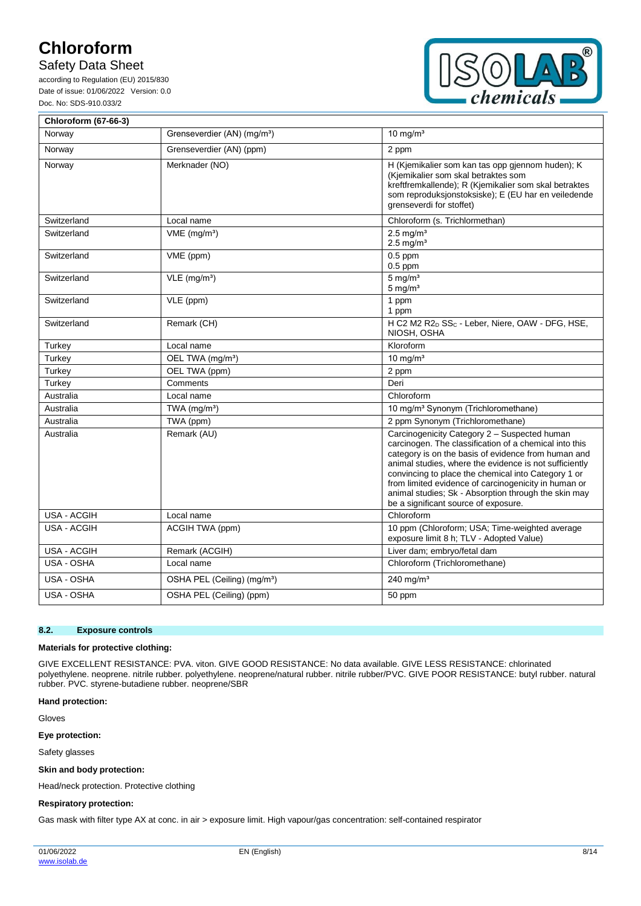| Chloroform (67-66-3) | | |
|---|---|---|
| Norway | Grenseverdier (AN) (mg/m³) | 10 mg/m³ |
| Norway | Grenseverdier (AN) (ppm) | 2 ppm |
| Norway | Merknader (NO) | H (Kjemikalier som kan tas opp gjennom huden); K (Kjemikalier som skal betraktes som kreftfremkallende); R (Kjemikalier som skal betraktes som reproduksjonstoksiske); E (EU har en veiledende grenseverdi for stoffet) |
| Switzerland | Local name | Chloroform (s. Trichlormethan) |
| Switzerland | VME (mg/m³) | 2.5 mg/m³<br>2.5 mg/m³ |
| Switzerland | VME (ppm) | 0.5 ppm<br>0.5 ppm |
| Switzerland | VLE (mg/m³) | 5 mg/m³<br>5 mg/m³ |
| Switzerland | VLE (ppm) | 1 ppm<br>1 ppm |
| Switzerland | Remark (CH) | H C2 M2 $R2_D$ $SS_C$ - Leber, Niere, OAW - DFG, HSE, NIOSH, OSHA |
| Turkey | Local name | Kloroform |
| Turkey | OEL TWA (mg/m³) | 10 mg/m³ |
| Turkey | OEL TWA (ppm) | 2 ppm |
| Turkey | Comments | Deri |
| Australia | Local name | Chloroform |
| Australia | TWA (mg/m³) | 10 mg/m³ Synonym (Trichloromethane) |
| Australia | TWA (ppm) | 2 ppm Synonym (Trichloromethane) |
| Australia | Remark (AU) | Carcinogenicity Category 2 – Suspected human carcinogen. The classification of a chemical into this category is on the basis of evidence from human and animal studies, where the evidence is not sufficiently convincing to place the chemical into Category 1 or from limited evidence of carcinogenicity in human or animal studies; Sk - Absorption through the skin may be a significant source of exposure. |
| USA - ACGIH | Local name | Chloroform |
| USA - ACGIH | ACGIH TWA (ppm) | 10 ppm (Chloroform; USA; Time-weighted average exposure limit 8 h; TLV - Adopted Value) |
| USA - ACGIH | Remark (ACGIH) | Liver dam; embryo/fetal dam |
| USA - OSHA | Local name | Chloroform (Trichloromethane) |
| USA - OSHA | OSHA PEL (Ceiling) (mg/m³) | 240 mg/m³ |
| USA - OSHA | OSHA PEL (Ceiling) (ppm) | 50 ppm |

## 8.2. Exposure controls

**Materials for protective clothing:**

GIVE EXCELLENT RESISTANCE: PVA. viton. GIVE GOOD RESISTANCE: No data available. GIVE LESS RESISTANCE: chlorinated polyethylene. neoprene. nitrile rubber. polyethylene. neoprene/natural rubber. nitrile rubber/PVC. GIVE POOR RESISTANCE: butyl rubber. natural rubber. PVC. styrene-butadiene rubber. neoprene/SBR

**Hand protection:**

Gloves

**Eye protection:**

Safety glasses

**Skin and body protection:**

Head/neck protection. Protective clothing

**Respiratory protection:**

Gas mask with filter type AX at conc. in air > exposure limit. High vapour/gas concentration: self-contained respirator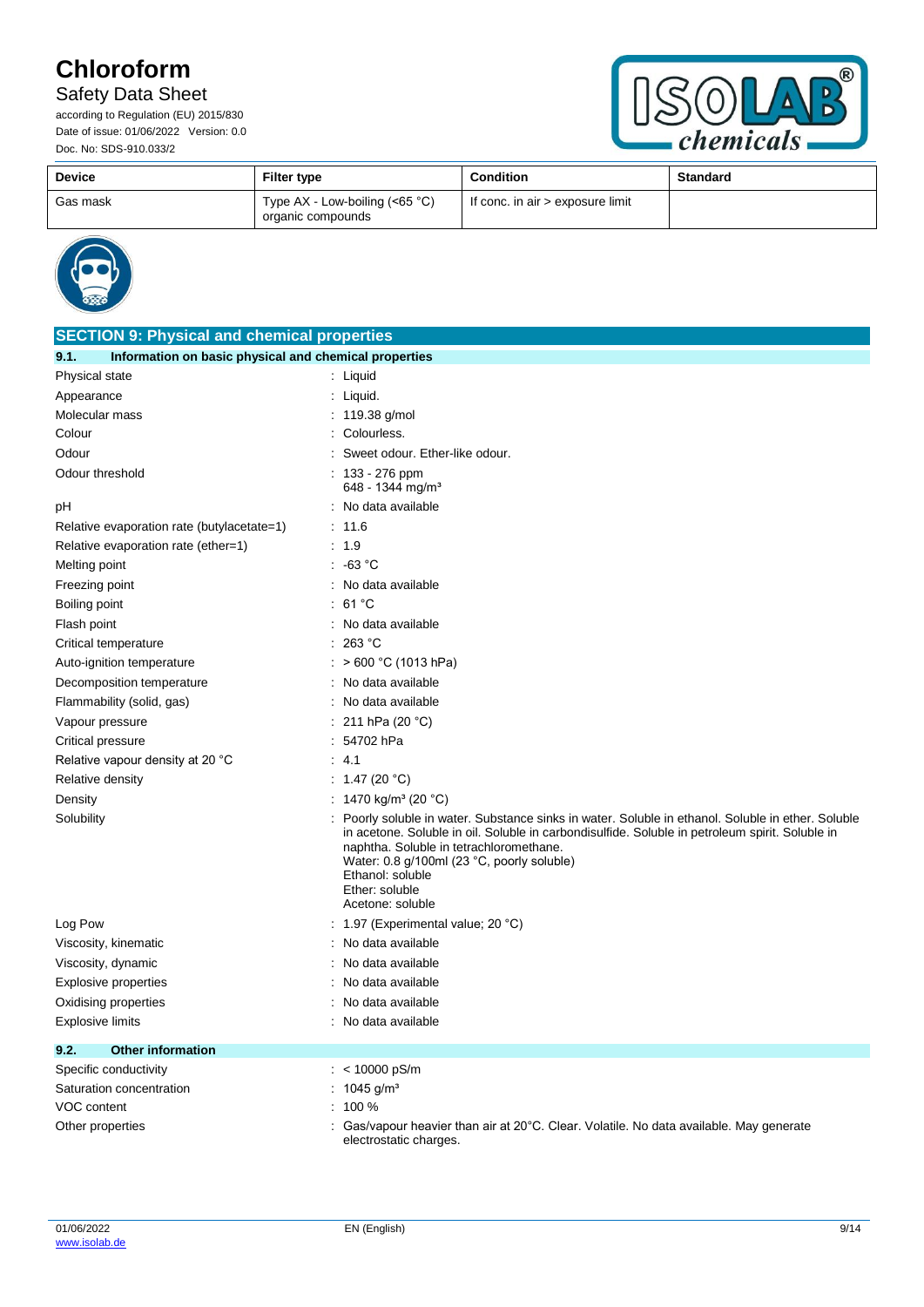| Device | Filter type | Condition | Standard |
|---|---|---|---|
| Gas mask | Type AX - Low-boiling (<65 °C) organic compounds | If conc. in air > exposure limit | |

## SECTION 9: Physical and chemical properties

### 9.1. Information on basic physical and chemical properties

| | |
|---|---|
| Physical state | : Liquid |
| Appearance | : Liquid. |
| Molecular mass | : 119.38 g/mol |
| Colour | : Colourless. |
| Odour | : Sweet odour. Ether-like odour. |
| Odour threshold | : 133 - 276 ppm<br>648 - 1344 mg/m³ |
| pH | : No data available |
| Relative evaporation rate (butylacetate=1) | : 11.6 |
| Relative evaporation rate (ether=1) | : 1.9 |
| Melting point | : -63 °C |
| Freezing point | : No data available |
| Boiling point | : 61 °C |
| Flash point | : No data available |
| Critical temperature | : 263 °C |
| Auto-ignition temperature | : > 600 °C (1013 hPa) |
| Decomposition temperature | : No data available |
| Flammability (solid, gas) | : No data available |
| Vapour pressure | : 211 hPa (20 °C) |
| Critical pressure | : 54702 hPa |
| Relative vapour density at 20 °C | : 4.1 |
| Relative density | : 1.47 (20 °C) |
| Density | : 1470 kg/m³ (20 °C) |
| Solubility | : Poorly soluble in water. Substance sinks in water. Soluble in ethanol. Soluble in ether. Soluble in acetone. Soluble in carbondisulfide. Soluble in petroleum spirit. Soluble in naphtha. Soluble in tetrachloromethane.<br>Water: 0.8 g/100ml (23 °C, poorly soluble)<br>Ethanol: soluble<br>Ether: soluble<br>Acetone: soluble |
| Log Pow | : 1.97 (Experimental value; 20 °C) |
| Viscosity, kinematic | : No data available |
| Viscosity, dynamic | : No data available |
| Explosive properties | : No data available |
| Oxidising properties | : No data available |
| Explosive limits | : No data available |

### 9.2. Other information

| | |
|---|---|
| Specific conductivity | : < 10000 pS/m |
| Saturation concentration | : 1045 g/m³ |
| VOC content | : 100 % |
| Other properties | : Gas/vapour heavier than air at 20°C. Clear. Volatile. No data available. May generate electrostatic charges. |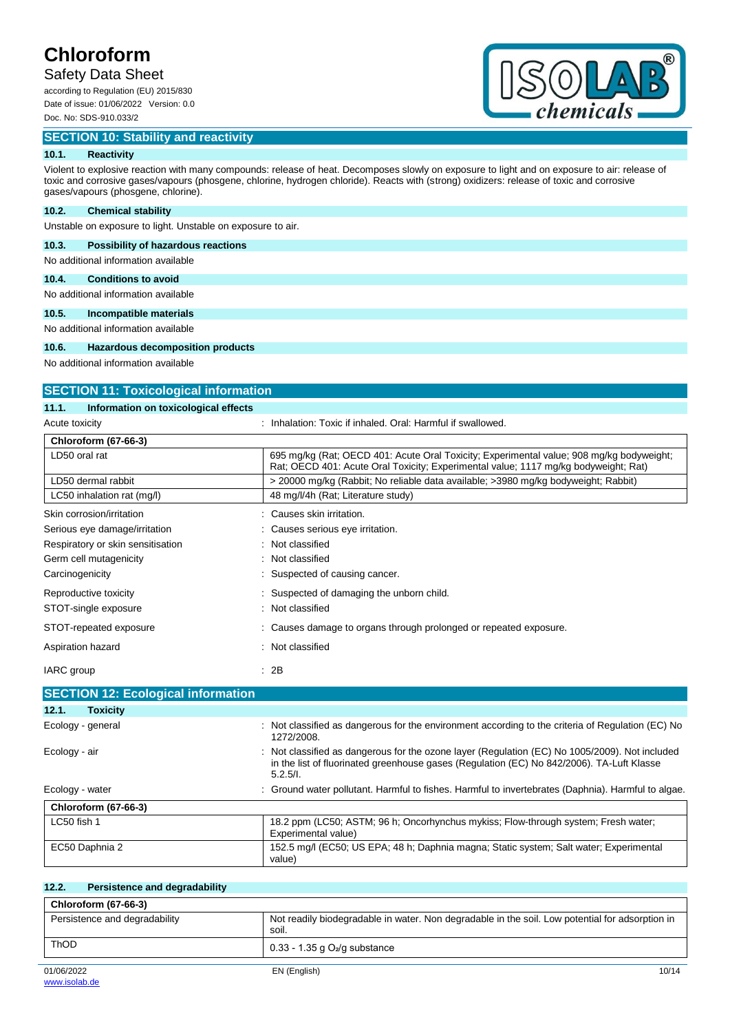## SECTION 10: Stability and reactivity

### 10.1. Reactivity

Violent to explosive reaction with many compounds: release of heat. Decomposes slowly on exposure to light and on exposure to air: release of toxic and corrosive gases/vapours (phosgene, chlorine, hydrogen chloride). Reacts with (strong) oxidizers: release of toxic and corrosive gases/vapours (phosgene, chlorine).

### 10.2. Chemical stability

Unstable on exposure to light. Unstable on exposure to air.

### 10.3. Possibility of hazardous reactions

No additional information available

### 10.4. Conditions to avoid

No additional information available

### 10.5. Incompatible materials

No additional information available

### 10.6. Hazardous decomposition products

No additional information available

## SECTION 11: Toxicological information

### 11.1. Information on toxicological effects

Acute toxicity : Inhalation: Toxic if inhaled. Oral: Harmful if swallowed.

| Chloroform (67-66-3) | |
|---|---|
| LD50 oral rat | 695 mg/kg (Rat; OECD 401: Acute Oral Toxicity; Experimental value; 908 mg/kg bodyweight; Rat; OECD 401: Acute Oral Toxicity; Experimental value; 1117 mg/kg bodyweight; Rat) |
| LD50 dermal rabbit | > 20000 mg/kg (Rabbit; No reliable data available; >3980 mg/kg bodyweight; Rabbit) |
| LC50 inhalation rat (mg/l) | 48 mg/l/4h (Rat; Literature study) |

Skin corrosion/irritation : Causes skin irritation.

Serious eye damage/irritation : Causes serious eye irritation.

Respiratory or skin sensitisation : Not classified

Germ cell mutagenicity : Not classified

Carcinogenicity : Suspected of causing cancer.

Reproductive toxicity : Suspected of damaging the unborn child.

STOT-single exposure : Not classified

STOT-repeated exposure : Causes damage to organs through prolonged or repeated exposure.

Aspiration hazard : Not classified

IARC group : 2B

## SECTION 12: Ecological information

### 12.1. Toxicity

Ecology - general : Not classified as dangerous for the environment according to the criteria of Regulation (EC) No 1272/2008.

Ecology - air : Not classified as dangerous for the ozone layer (Regulation (EC) No 1005/2009). Not included in the list of fluorinated greenhouse gases (Regulation (EC) No 842/2006). TA-Luft Klasse 5.2.5/I.

Ecology - water : Ground water pollutant. Harmful to fishes. Harmful to invertebrates (Daphnia). Harmful to algae.

| Chloroform (67-66-3) | |
|---|---|
| LC50 fish 1 | 18.2 ppm (LC50; ASTM; 96 h; Oncorhynchus mykiss; Flow-through system; Fresh water; Experimental value) |
| EC50 Daphnia 2 | 152.5 mg/l (EC50; US EPA; 48 h; Daphnia magna; Static system; Salt water; Experimental value) |

### 12.2. Persistence and degradability

| Chloroform (67-66-3) | |
|---|---|
| Persistence and degradability | Not readily biodegradable in water. Non degradable in the soil. Low potential for adsorption in soil. |
| ThOD | 0.33 - 1.35 g $O_2$/g substance |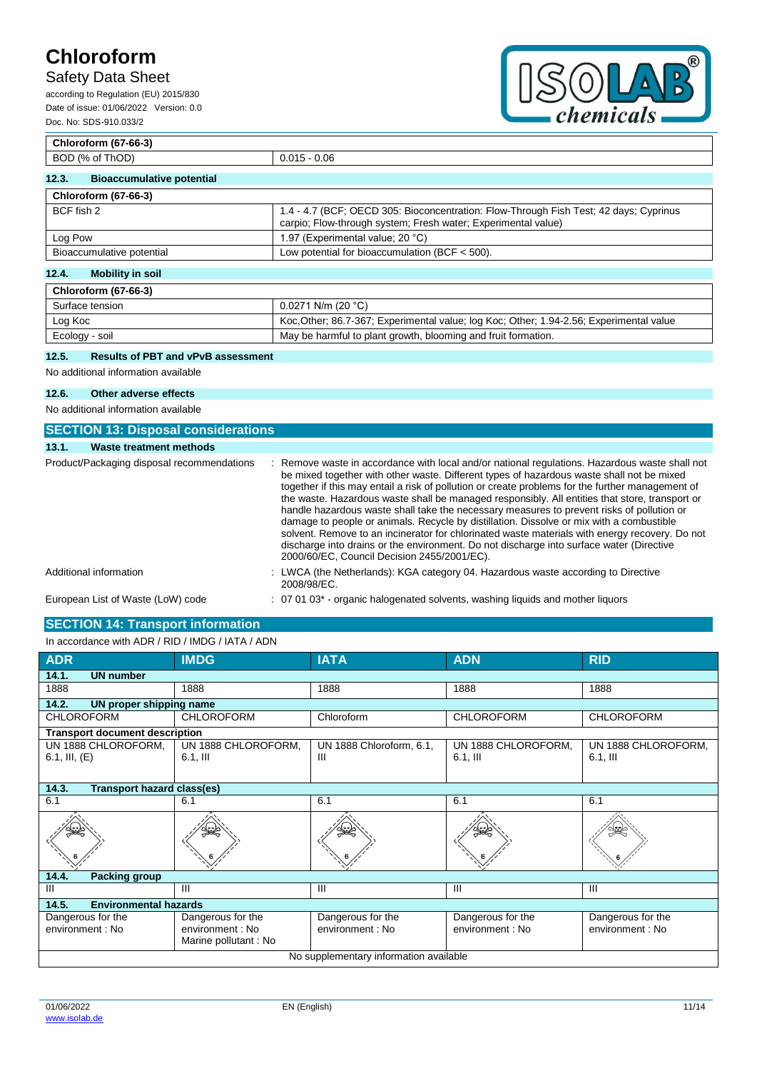| Chlorofom (67-66-3) | |
|---|---|
| BOD (% of ThOD) | 0.015 - 0.06 |

### 12.3. Bioaccumulative potential

| Chloroform (67-66-3) | |
|---|---|
| BCF fish 2 | 1.4 - 4.7 (BCF; OECD 305: Bioconcentration: Flow-Through Fish Test; 42 days; Cyprinus carpio; Flow-through system; Fresh water; Experimental value) |
| Log Pow | 1.97 (Experimental value; 20 °C) |
| Bioaccumulative potential | Low potential for bioaccumulation (BCF < 500). |

### 12.4. Mobility in soil

| Chloroform (67-66-3) | |
|---|---|
| Surface tension | 0.0271 N/m (20 °C) |
| Log Koc | Koc,Other; 86.7-367; Experimental value; log Koc; Other; 1.94-2.56; Experimental value |
| Ecology - soil | May be harmful to plant growth, blooming and fruit formation. |

### 12.5. Results of PBT and vPvB assessment

No additional information available

### 12.6. Other adverse effects

No additional information available

## SECTION 13: Disposal considerations

### 13.1. Waste treatment methods

Product/Packaging disposal recommendations : Remove waste in accordance with local and/or national regulations. Hazardous waste shall not be mixed together with other waste. Different types of hazardous waste shall not be mixed together if this may entail a risk of pollution or create problems for the further management of the waste. Hazardous waste shall be managed responsibly. All entities that store, transport or handle hazardous waste shall take the necessary measures to prevent risks of pollution or damage to people or animals. Recycle by distillation. Dissolve or mix with a combustible solvent. Remove to an incinerator for chlorinated waste materials with energy recovery. Do not discharge into drains or the environment. Do not discharge into surface water (Directive 2000/60/EC, Council Decision 2455/2001/EC).

Additional information : LWCA (the Netherlands): KGA category 04. Hazardous waste according to Directive 2008/98/EC.

European List of Waste (LoW) code : 07 01 03* - organic halogenated solvents, washing liquids and mother liquors

## SECTION 14: Transport information

In accordance with ADR / RID / IMDG / IATA / ADN

| ADR | IMDG | IATA | ADN | RID |
|---|---|---|---|---|
| **14.1. UN number** | | | | |
| 1888 | 1888 | 1888 | 1888 | 1888 |
| **14.2. UN proper shipping name** | | | | |
| CHLOROFORM | CHLOROFORM | Chloroform | CHLOROFORM | CHLOROFORM |
| **Transport document description** | | | | |
| UN 1888 CHLOROFORM, 6.1, III, (E) | UN 1888 CHLOROFORM, 6.1, III | UN 1888 Chloroform, 6.1, III | UN 1888 CHLOROFORM, 6.1, III | UN 1888 CHLOROFORM, 6.1, III |
| **14.3. Transport hazard class(es)** | | | | |
| 6.1 | 6.1 | 6.1 | 6.1 | 6.1 |
| **14.4. Packing group** | | | | |
| III | III | III | III | III |
| **14.5. Environmental hazards** | | | | |
| Dangerous for the environment : No | Dangerous for the environment : No<br>Marine pollutant : No | Dangerous for the environment : No | Dangerous for the environment : No | Dangerous for the environment : No |
| No supplementary information available | | | | |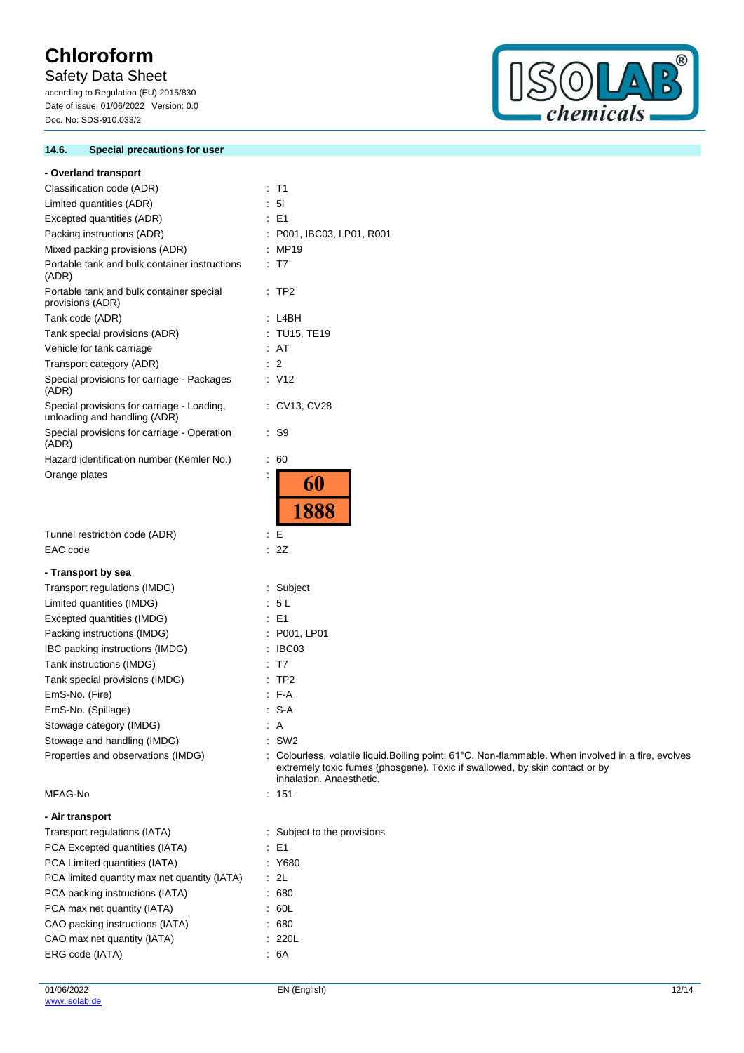## 14.6. Special precautions for user

**- Overland transport**

| | |
|---|---|
| Classification code (ADR) | : T1 |
| Limited quantities (ADR) | : 5l |
| Excepted quantities (ADR) | : E1 |
| Packing instructions (ADR) | : P001, IBC03, LP01, R001 |
| Mixed packing provisions (ADR) | : MP19 |
| Portable tank and bulk container instructions (ADR) | : T7 |
| Portable tank and bulk container special provisions (ADR) | : TP2 |
| Tank code (ADR) | : L4BH |
| Tank special provisions (ADR) | : TU15, TE19 |
| Vehicle for tank carriage | : AT |
| Transport category (ADR) | : 2 |
| Special provisions for carriage - Packages (ADR) | : V12 |
| Special provisions for carriage - Loading, unloading and handling (ADR) | : CV13, CV28 |
| Special provisions for carriage - Operation (ADR) | : S9 |
| Hazard identification number (Kemler No.) | : 60 |
| Orange plates | : 60 / 1888 |
| Tunnel restriction code (ADR) | : E |
| EAC code | : 2Z |

**- Transport by sea**

| | |
|---|---|
| Transport regulations (IMDG) | : Subject |
| Limited quantities (IMDG) | : 5 L |
| Excepted quantities (IMDG) | : E1 |
| Packing instructions (IMDG) | : P001, LP01 |
| IBC packing instructions (IMDG) | : IBC03 |
| Tank instructions (IMDG) | : T7 |
| Tank special provisions (IMDG) | : TP2 |
| EmS-No. (Fire) | : F-A |
| EmS-No. (Spillage) | : S-A |
| Stowage category (IMDG) | : A |
| Stowage and handling (IMDG) | : SW2 |
| Properties and observations (IMDG) | : Colourless, volatile liquid.Boiling point: 61°C. Non-flammable. When involved in a fire, evolves extremely toxic fumes (phosgene). Toxic if swallowed, by skin contact or by inhalation. Anaesthetic. |
| MFAG-No | : 151 |

**- Air transport**

| | |
|---|---|
| Transport regulations (IATA) | : Subject to the provisions |
| PCA Excepted quantities (IATA) | : E1 |
| PCA Limited quantities (IATA) | : Y680 |
| PCA limited quantity max net quantity (IATA) | : 2L |
| PCA packing instructions (IATA) | : 680 |
| PCA max net quantity (IATA) | : 60L |
| CAO packing instructions (IATA) | : 680 |
| CAO max net quantity (IATA) | : 220L |
| ERG code (IATA) | : 6A |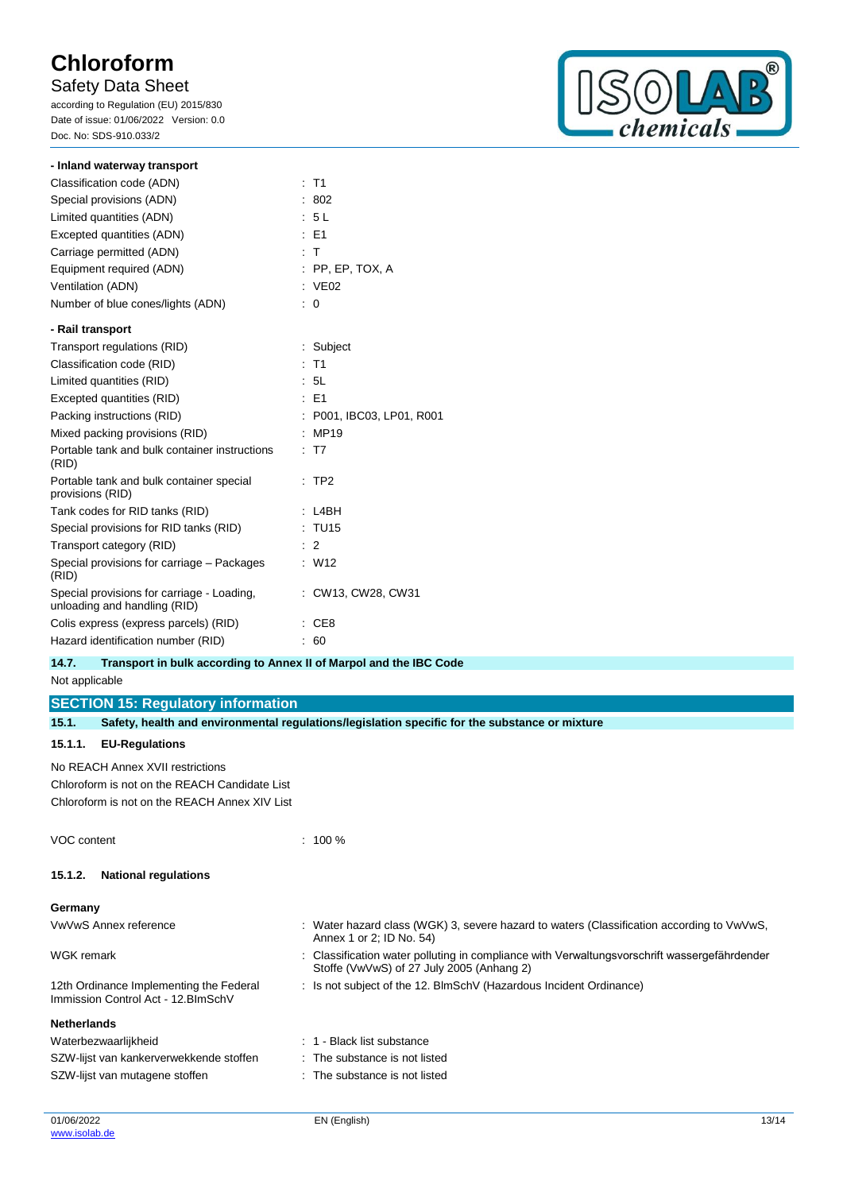**- Inland waterway transport**

| | |
|---|---|
| Classification code (ADN) | : T1 |
| Special provisions (ADN) | : 802 |
| Limited quantities (ADN) | : 5 L |
| Excepted quantities (ADN) | : E1 |
| Carriage permitted (ADN) | : T |
| Equipment required (ADN) | : PP, EP, TOX, A |
| Ventilation (ADN) | : VE02 |
| Number of blue cones/lights (ADN) | : 0 |

**- Rail transport**

| | |
|---|---|
| Transport regulations (RID) | : Subject |
| Classification code (RID) | : T1 |
| Limited quantities (RID) | : 5L |
| Excepted quantities (RID) | : E1 |
| Packing instructions (RID) | : P001, IBC03, LP01, R001 |
| Mixed packing provisions (RID) | : MP19 |
| Portable tank and bulk container instructions (RID) | : T7 |
| Portable tank and bulk container special provisions (RID) | : TP2 |
| Tank codes for RID tanks (RID) | : L4BH |
| Special provisions for RID tanks (RID) | : TU15 |
| Transport category (RID) | : 2 |
| Special provisions for carriage – Packages (RID) | : W12 |
| Special provisions for carriage - Loading, unloading and handling (RID) | : CW13, CW28, CW31 |
| Colis express (express parcels) (RID) | : CE8 |
| Hazard identification number (RID) | : 60 |

### 14.7. Transport in bulk according to Annex II of Marpol and the IBC Code

Not applicable

## SECTION 15: Regulatory information

### 15.1. Safety, health and environmental regulations/legislation specific for the substance or mixture

#### 15.1.1. EU-Regulations

No REACH Annex XVII restrictions

Chloroform is not on the REACH Candidate List

Chloroform is not on the REACH Annex XIV List

| | |
|---|---|
| VOC content | : 100 % |

#### 15.1.2. National regulations

**Germany**

| | |
|---|---|
| VwVwS Annex reference | : Water hazard class (WGK) 3, severe hazard to waters (Classification according to VwVwS, Annex 1 or 2; ID No. 54) |
| WGK remark | : Classification water polluting in compliance with Verwaltungsvorschrift wassergefährdender Stoffe (VwVwS) of 27 July 2005 (Anhang 2) |
| 12th Ordinance Implementing the Federal Immission Control Act - 12.BImSchV | : Is not subject of the 12. BlmSchV (Hazardous Incident Ordinance) |

**Netherlands**

| | |
|---|---|
| Waterbezwaarlijkheid | : 1 - Black list substance |
| SZW-lijst van kankerverwekkende stoffen | : The substance is not listed |
| SZW-lijst van mutagene stoffen | : The substance is not listed |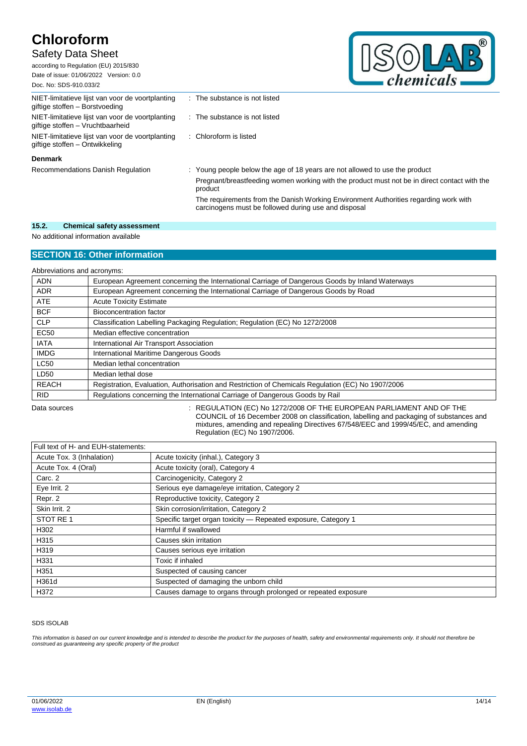| | |
|---|---|
| NIET-limitatieve lijst van voor de voortplanting giftige stoffen – Borstvoeding | : The substance is not listed |
| NIET-limitatieve lijst van voor de voortplanting giftige stoffen – Vruchtbaarheid | : The substance is not listed |
| NIET-limitatieve lijst van voor de voortplanting giftige stoffen – Ontwikkeling | : Chloroform is listed |

**Denmark**

Recommendations Danish Regulation : Young people below the age of 18 years are not allowed to use the product

Pregnant/breastfeeding women working with the product must not be in direct contact with the product

The requirements from the Danish Working Environment Authorities regarding work with carcinogens must be followed during use and disposal

### 15.2. Chemical safety assessment

No additional information available

## SECTION 16: Other information

Abbreviations and acronyms:

| | |
|---|---|
| ADN | European Agreement concerning the International Carriage of Dangerous Goods by Inland Waterways |
| ADR | European Agreement concerning the International Carriage of Dangerous Goods by Road |
| ATE | Acute Toxicity Estimate |
| BCF | Bioconcentration factor |
| CLP | Classification Labelling Packaging Regulation; Regulation (EC) No 1272/2008 |
| EC50 | Median effective concentration |
| IATA | International Air Transport Association |
| IMDG | International Maritime Dangerous Goods |
| LC50 | Median lethal concentration |
| LD50 | Median lethal dose |
| REACH | Registration, Evaluation, Authorisation and Restriction of Chemicals Regulation (EC) No 1907/2006 |
| RID | Regulations concerning the International Carriage of Dangerous Goods by Rail |

Data sources : REGULATION (EC) No 1272/2008 OF THE EUROPEAN PARLIAMENT AND OF THE COUNCIL of 16 December 2008 on classification, labelling and packaging of substances and mixtures, amending and repealing Directives 67/548/EEC and 1999/45/EC, and amending Regulation (EC) No 1907/2006.

| Full text of H- and EUH-statements: | |
|---|---|
| Acute Tox. 3 (Inhalation) | Acute toxicity (inhal.), Category 3 |
| Acute Tox. 4 (Oral) | Acute toxicity (oral), Category 4 |
| Carc. 2 | Carcinogenicity, Category 2 |
| Eye Irrit. 2 | Serious eye damage/eye irritation, Category 2 |
| Repr. 2 | Reproductive toxicity, Category 2 |
| Skin Irrit. 2 | Skin corrosion/irritation, Category 2 |
| STOT RE 1 | Specific target organ toxicity — Repeated exposure, Category 1 |
| H302 | Harmful if swallowed |
| H315 | Causes skin irritation |
| H319 | Causes serious eye irritation |
| H331 | Toxic if inhaled |
| H351 | Suspected of causing cancer |
| H361d | Suspected of damaging the unborn child |
| H372 | Causes damage to organs through prolonged or repeated exposure |

SDS ISOLAB

*This information is based on our current knowledge and is intended to describe the product for the purposes of health, safety and environmental requirements only. It should not therefore be construed as guaranteeing any specific property of the product*